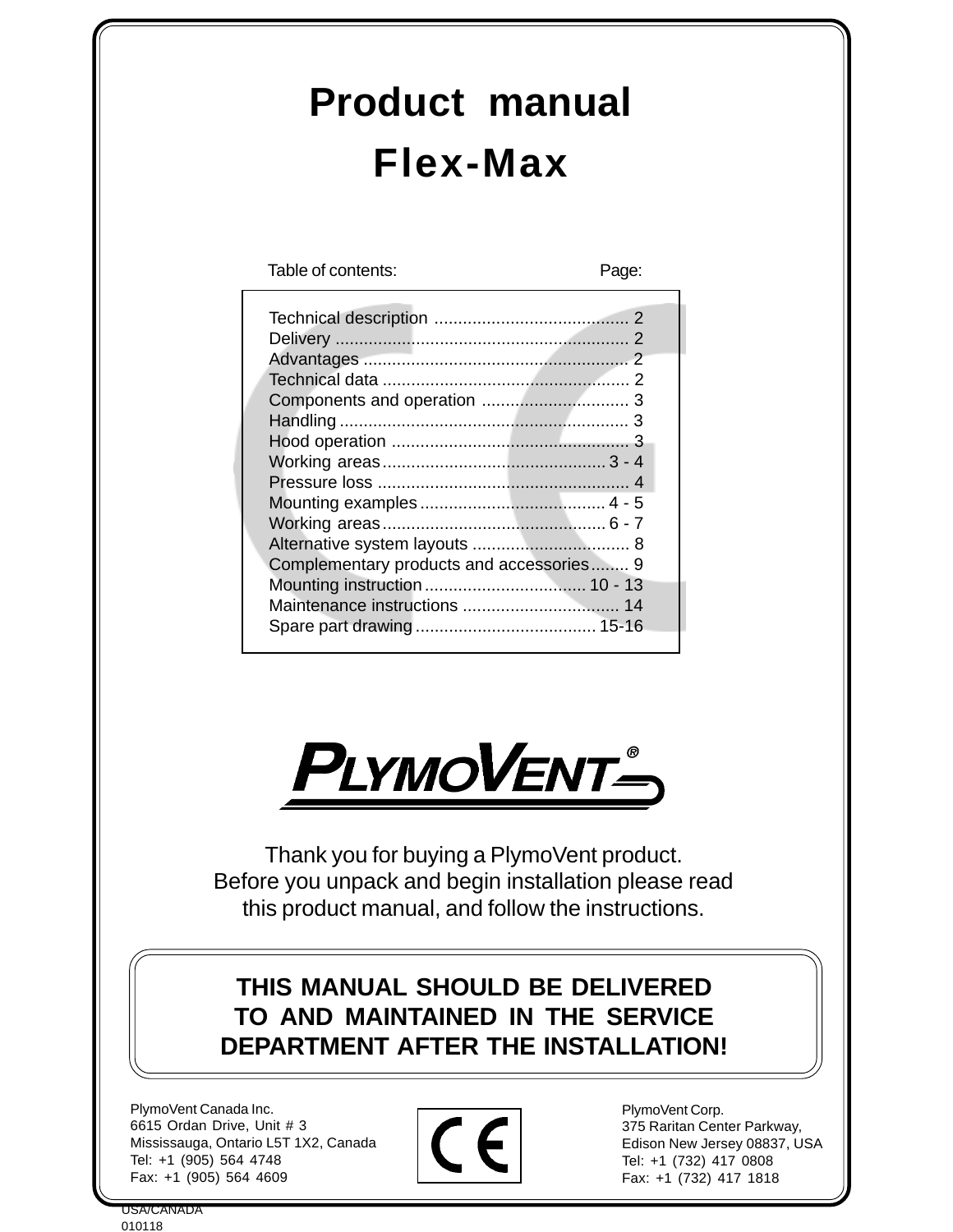# Product manual

# Flex-Max

| Table of contents: | Page: |
|---|---|
| Technical description | 2 |
| Delivery | 2 |
| Advantages | 2 |
| Technical data | 2 |
| Components and operation | 3 |
| Handling | 3 |
| Hood operation | 3 |
| Working areas | 3 - 4 |
| Pressure loss | 4 |
| Mounting examples | 4 - 5 |
| Working areas | 6 - 7 |
| Alternative system layouts | 8 |
| Complementary products and accessories | 9 |
| Mounting instruction | 10 - 13 |
| Maintenance instructions | 14 |
| Spare part drawing | 15-16 |

PLYMOVENT®

Thank you for buying a PlymoVent product.
Before you unpack and begin installation please read this product manual, and follow the instructions.

**THIS MANUAL SHOULD BE DELIVERED TO AND MAINTAINED IN THE SERVICE DEPARTMENT AFTER THE INSTALLATION!**

PlymoVent Canada Inc.
6615 Ordan Drive, Unit # 3
Mississauga, Ontario L5T 1X2, Canada
Tel: +1 (905) 564 4748
Fax: +1 (905) 564 4609

CE

PlymoVent Corp.
375 Raritan Center Parkway,
Edison New Jersey 08837, USA
Tel: +1 (732) 417 0808
Fax: +1 (732) 417 1818

USA/CANADA
010118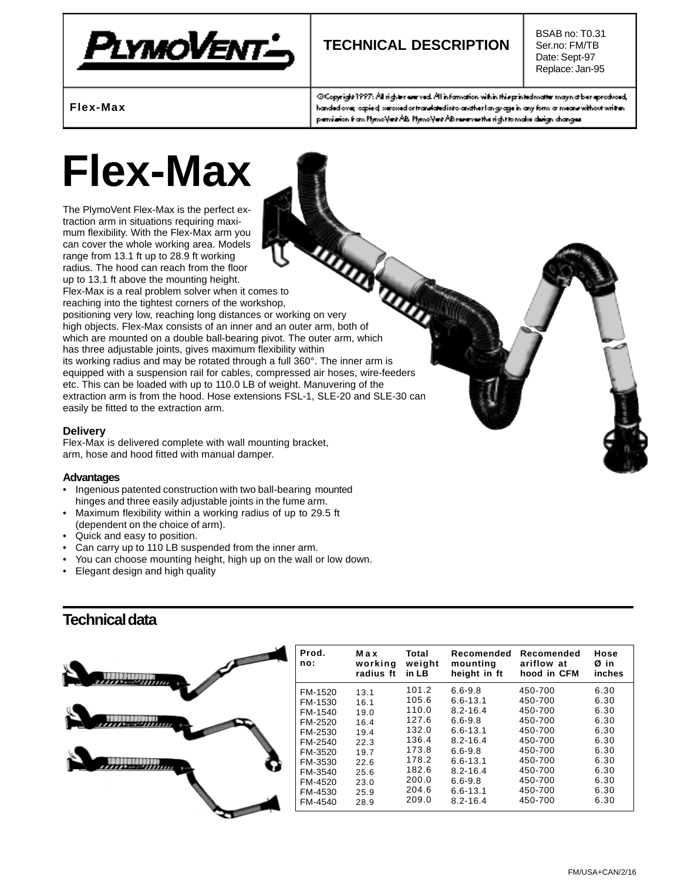| | TECHNICAL DESCRIPTION | BSAB no: T0.31<br>Ser.no: FM/TB<br>Date: Sept-97<br>Replace: Jan-95 |
|---|---|---|
| **Flex-Max** | ©Copyright 1997: All rights reserved. All information within this printed matter may not be reproduced, handed over, copied, xeroxed or translated into another language in any form or means without written permission from PlymoVent AB. PlymoVent AB reserves the right to make design changes | |

# Flex-Max

The PlymoVent Flex-Max is the perfect extraction arm in situations requiring maximum flexibility. With the Flex-Max arm you can cover the whole working area. Models range from 13.1 ft up to 28.9 ft working radius. The hood can reach from the floor up to 13.1 ft above the mounting height. Flex-Max is a real problem solver when it comes to reaching into the tightest corners of the workshop, positioning very low, reaching long distances or working on very high objects. Flex-Max consists of an inner and an outer arm, both of which are mounted on a double ball-bearing pivot. The outer arm, which has three adjustable joints, gives maximum flexibility within its working radius and may be rotated through a full 360°. The inner arm is equipped with a suspension rail for cables, compressed air hoses, wire-feeders etc. This can be loaded with up to 110.0 LB of weight. Manuvering of the extraction arm is from the hood. Hose extensions FSL-1, SLE-20 and SLE-30 can easily be fitted to the extraction arm.

### Delivery

Flex-Max is delivered complete with wall mounting bracket, arm, hose and hood fitted with manual damper.

### Advantages

- Ingenious patented construction with two ball-bearing mounted hinges and three easily adjustable joints in the fume arm.
- Maximum flexibility within a working radius of up to 29.5 ft (dependent on the choice of arm).
- Quick and easy to position.
- Can carry up to 110 LB suspended from the inner arm.
- You can choose mounting height, high up on the wall or low down.
- Elegant design and high quality

## Technical data

| Prod. no: | Max working radius ft | Total weight in LB | Recomended mounting height in ft | Recomended ariflow at hood in CFM | Hose Ø in inches |
|---|---|---|---|---|---|
| FM-1520 | 13.1 | 101.2 | 6.6-9.8 | 450-700 | 6.30 |
| FM-1530 | 16.1 | 105.6 | 6.6-13.1 | 450-700 | 6.30 |
| FM-1540 | 19.0 | 110.0 | 8.2-16.4 | 450-700 | 6.30 |
| FM-2520 | 16.4 | 127.6 | 6.6-9.8 | 450-700 | 6.30 |
| FM-2530 | 19.4 | 132.0 | 6.6-13.1 | 450-700 | 6.30 |
| FM-2540 | 22.3 | 136.4 | 8.2-16.4 | 450-700 | 6.30 |
| FM-3520 | 19.7 | 173.8 | 6.6-9.8 | 450-700 | 6.30 |
| FM-3530 | 22.6 | 178.2 | 6.6-13.1 | 450-700 | 6.30 |
| FM-3540 | 25.6 | 182.6 | 8.2-16.4 | 450-700 | 6.30 |
| FM-4520 | 23.0 | 200.0 | 6.6-9.8 | 450-700 | 6.30 |
| FM-4530 | 25.9 | 204.6 | 6.6-13.1 | 450-700 | 6.30 |
| FM-4540 | 28.9 | 209.0 | 8.2-16.4 | 450-700 | 6.30 |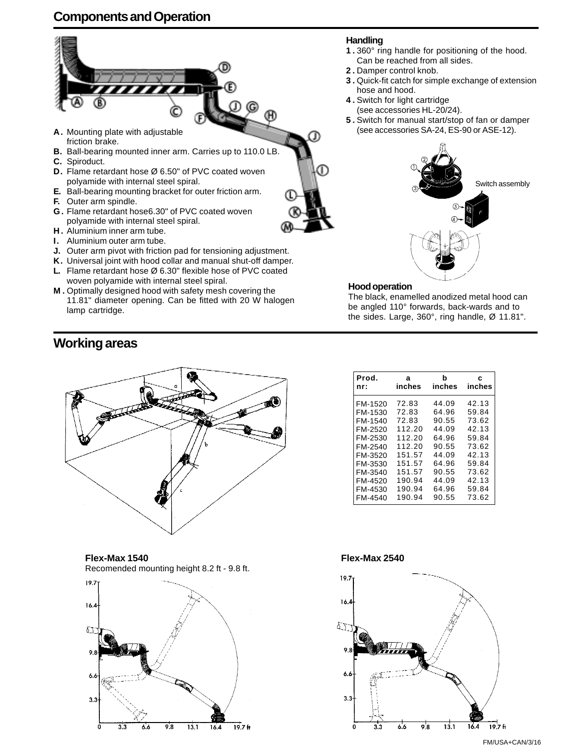## Components and Operation

- **A.** Mounting plate with adjustable friction brake.
- **B.** Ball-bearing mounted inner arm. Carries up to 110.0 LB.
- **C.** Spiroduct.
- **D.** Flame retardant hose Ø 6.50" of PVC coated woven polyamide with internal steel spiral.
- **E.** Ball-bearing mounting bracket for outer friction arm.
- **F.** Outer arm spindle.
- **G.** Flame retardant hose6.30" of PVC coated woven polyamide with internal steel spiral.
- **H.** Aluminium inner arm tube.
- **I.** Aluminium outer arm tube.
- **J.** Outer arm pivot with friction pad for tensioning adjustment.
- **K.** Universal joint with hood collar and manual shut-off damper.
- **L.** Flame retardant hose Ø 6.30" flexible hose of PVC coated woven polyamide with internal steel spiral.
- **M.** Optimally designed hood with safety mesh covering the 11.81" diameter opening. Can be fitted with 20 W halogen lamp cartridge.

### Handling

1. 360° ring handle for positioning of the hood. Can be reached from all sides.
2. Damper control knob.
3. Quick-fit catch for simple exchange of extension hose and hood.
4. Switch for light cartridge (see accessories HL-20/24).
5. Switch for manual start/stop of fan or damper (see accessories SA-24, ES-90 or ASE-12).

Switch assembly

### Hood operation

The black, enamelled anodized metal hood can be angled 110° forwards, back-wards and to the sides. Large, 360°, ring handle, Ø 11.81".

## Working areas

| Prod. nr: | a inches | b inches | c inches |
|---|---|---|---|
| FM-1520 | 72.83 | 44.09 | 42.13 |
| FM-1530 | 72.83 | 64.96 | 59.84 |
| FM-1540 | 72.83 | 90.55 | 73.62 |
| FM-2520 | 112.20 | 44.09 | 42.13 |
| FM-2530 | 112.20 | 64.96 | 59.84 |
| FM-2540 | 112.20 | 90.55 | 73.62 |
| FM-3520 | 151.57 | 44.09 | 42.13 |
| FM-3530 | 151.57 | 64.96 | 59.84 |
| FM-3540 | 151.57 | 90.55 | 73.62 |
| FM-4520 | 190.94 | 44.09 | 42.13 |
| FM-4530 | 190.94 | 64.96 | 59.84 |
| FM-4540 | 190.94 | 90.55 | 73.62 |

**Flex-Max 1540**

Recomended mounting height 8.2 ft - 9.8 ft.

**Flex-Max 2540**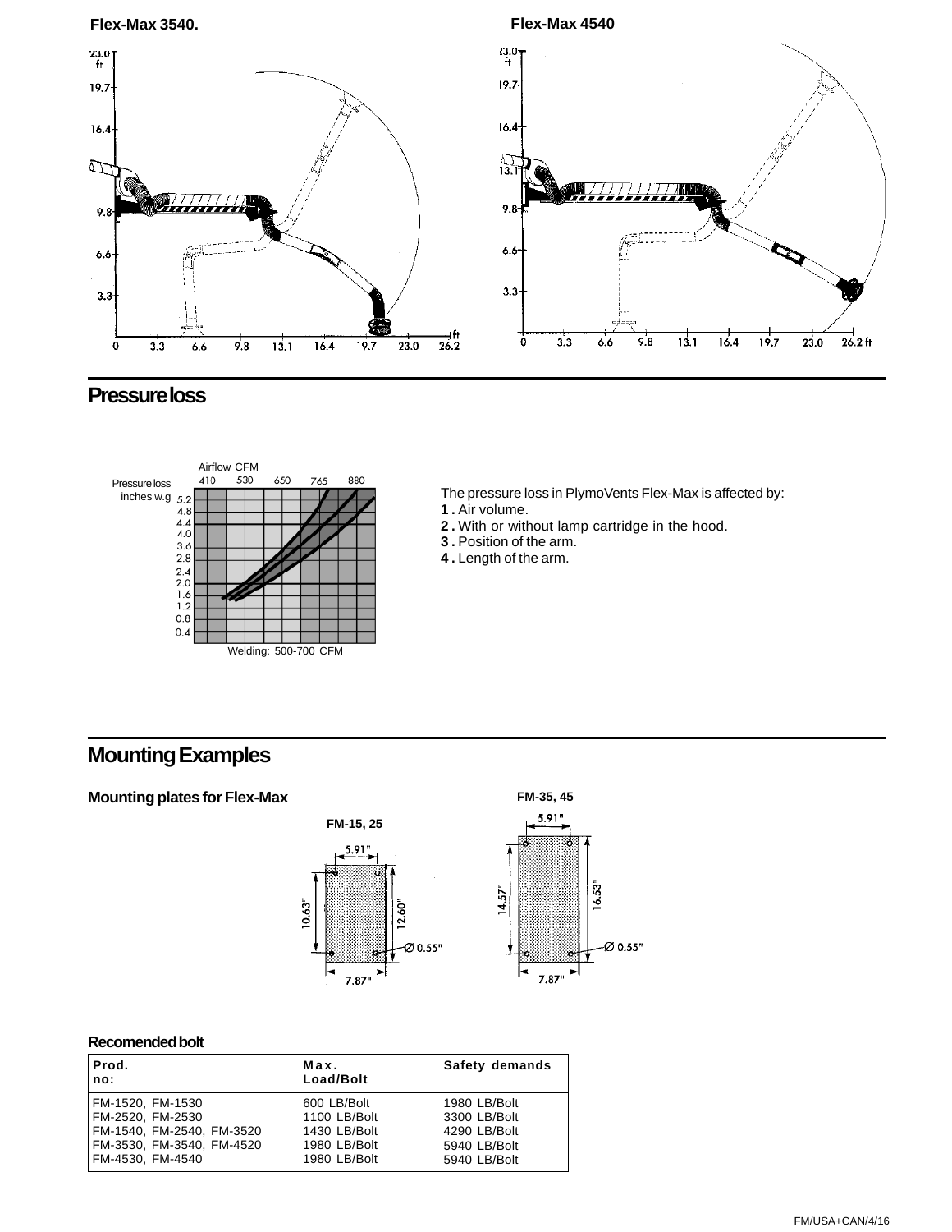**Flex-Max 3540.**

**Flex-Max 4540**

## Pressure loss

The pressure loss in PlymoVents Flex-Max is affected by:

1. Air volume.
2. With or without lamp cartridge in the hood.
3. Position of the arm.
4. Length of the arm.

## Mounting Examples

### Mounting plates for Flex-Max

### Recomended bolt

| Prod. no: | Max. Load/Bolt | Safety demands |
|---|---|---|
| FM-1520, FM-1530 | 600 LB/Bolt | 1980 LB/Bolt |
| FM-2520, FM-2530 | 1100 LB/Bolt | 3300 LB/Bolt |
| FM-1540, FM-2540, FM-3520 | 1430 LB/Bolt | 4290 LB/Bolt |
| FM-3530, FM-3540, FM-4520 | 1980 LB/Bolt | 5940 LB/Bolt |
| FM-4530, FM-4540 | 1980 LB/Bolt | 5940 LB/Bolt |

FM/USA+CAN/4/16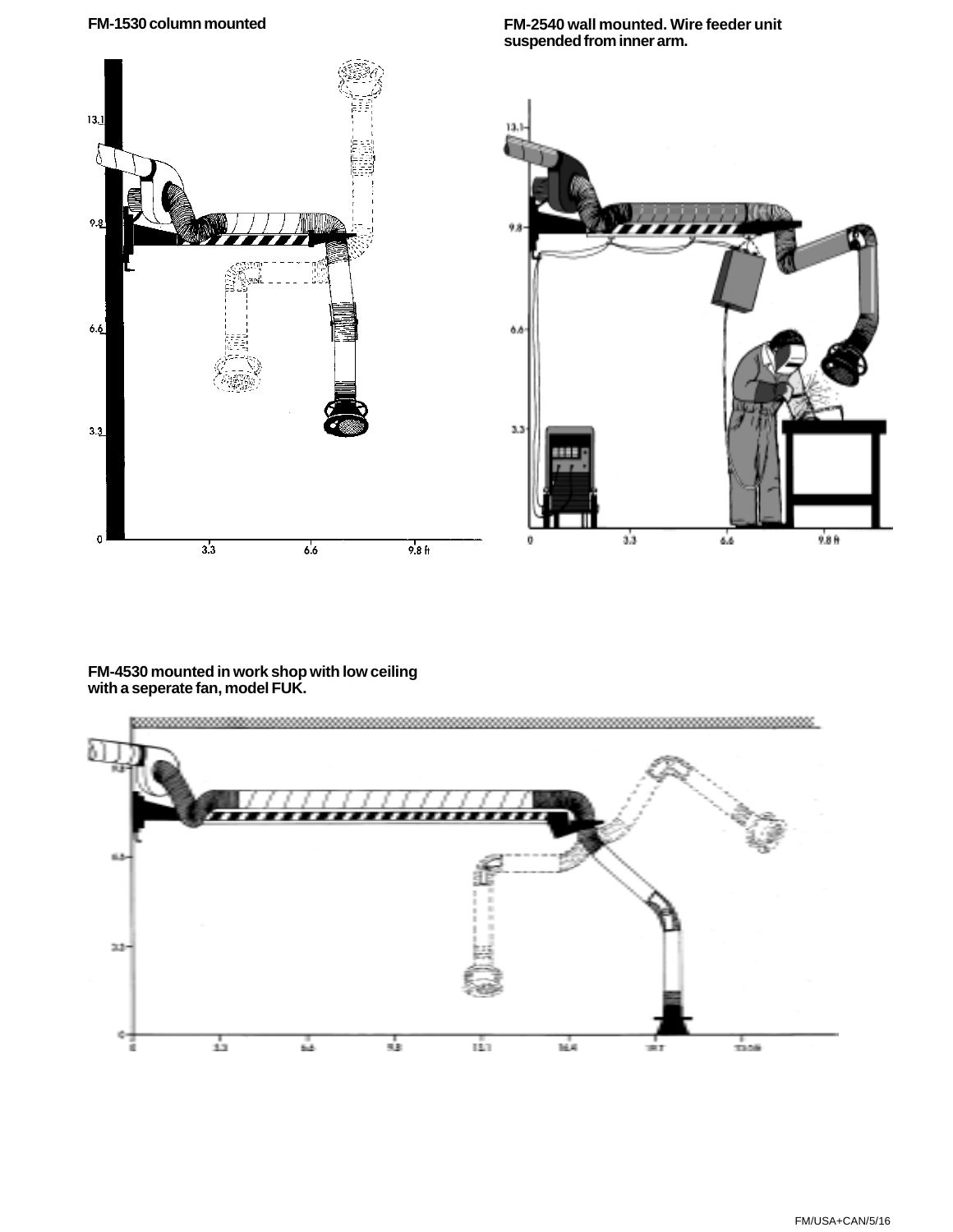**FM-1530 column mounted**

**FM-2540 wall mounted. Wire feeder unit suspended from inner arm.**

**FM-4530 mounted in work shop with low ceiling with a seperate fan, model FUK.**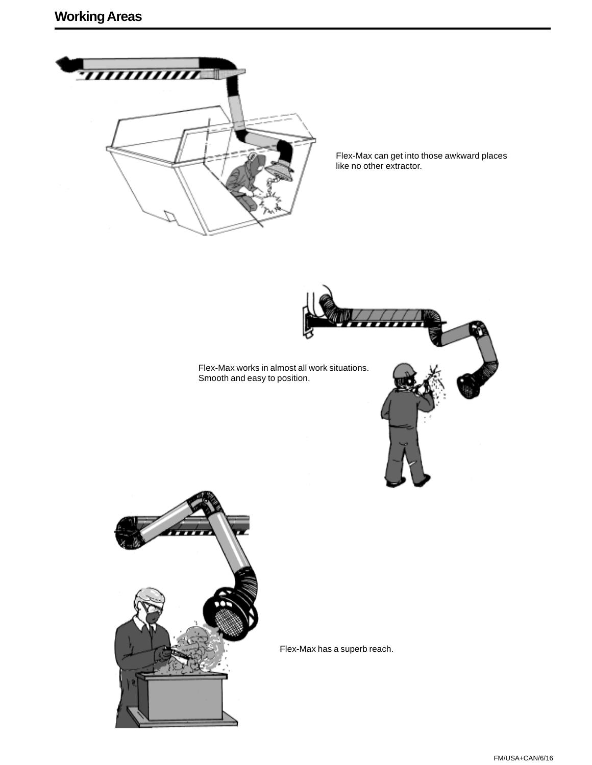# Working Areas

Flex-Max can get into those awkward places like no other extractor.

Flex-Max works in almost all work situations. Smooth and easy to position.

Flex-Max has a superb reach.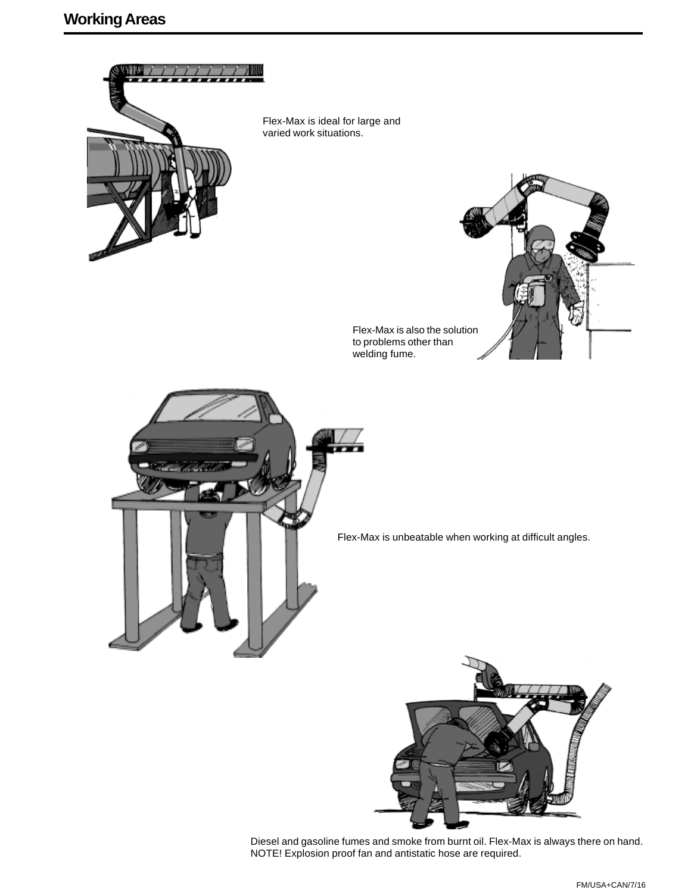# Working Areas

Flex-Max is ideal for large and varied work situations.

Flex-Max is also the solution to problems other than welding fume.

Flex-Max is unbeatable when working at difficult angles.

Diesel and gasoline fumes and smoke from burnt oil. Flex-Max is always there on hand. NOTE! Explosion proof fan and antistatic hose are required.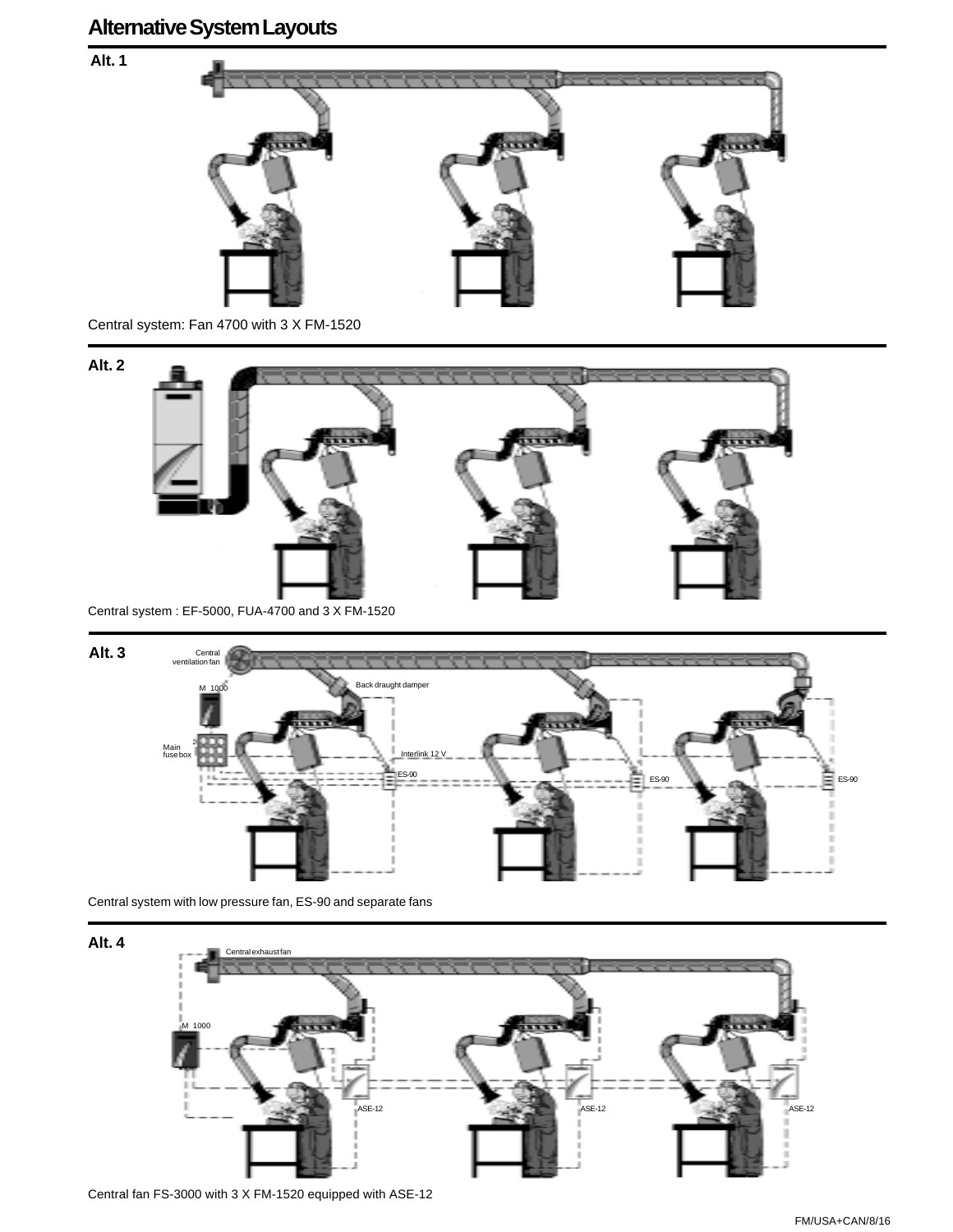# Alternative System Layouts

**Alt. 1**

Central system: Fan 4700 with 3 X FM-1520

**Alt. 2**

Central system : EF-5000, FUA-4700 and 3 X FM-1520

**Alt. 3**

Central ventilation fan

M 1000

Back draught damper

Main fuse box

Interlink 12 V

ES-90

ES-90

ES-90

Central system with low pressure fan, ES-90 and separate fans

**Alt. 4**

Central exhaust fan

M 1000

ASE-12

ASE-12

ASE-12

Central fan FS-3000 with 3 X FM-1520 equipped with ASE-12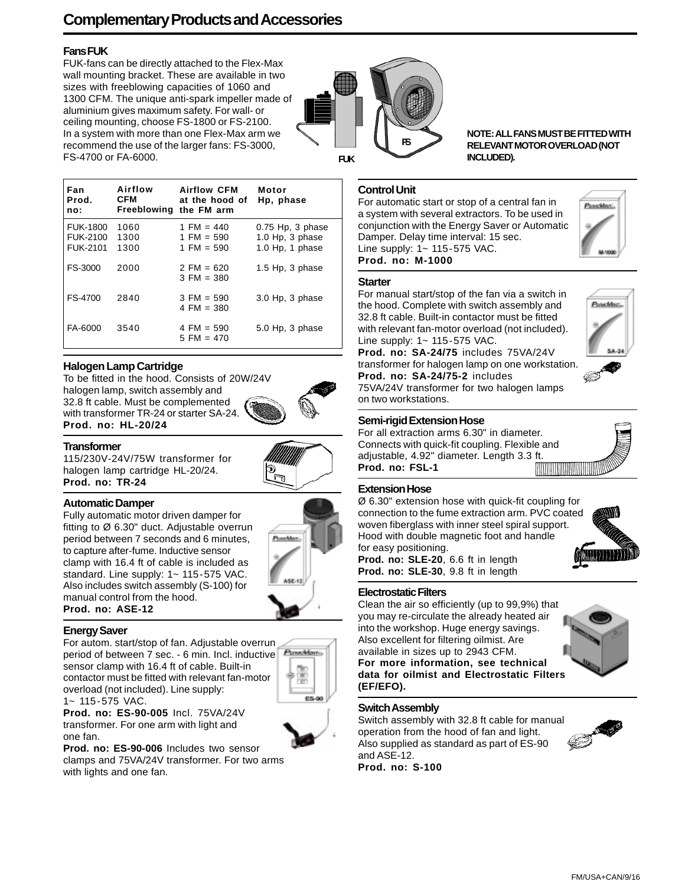# Complementary Products and Accessories

## Fans FUK

FUK-fans can be directly attached to the Flex-Max wall mounting bracket. These are available in two sizes with freeblowing capacities of 1060 and 1300 CFM. The unique anti-spark impeller made of aluminium gives maximum safety. For wall- or ceiling mounting, choose FS-1800 or FS-2100. In a system with more than one Flex-Max arm we recommend the use of the larger fans: FS-3000, FS-4700 or FA-6000.

FUK FS

**NOTE: ALL FANS MUST BE FITTED WITH RELEVANT MOTOR OVERLOAD (NOT INCLUDED).**

| Fan Prod. no: | Airflow CFM Freeblowing | Airflow CFM at the hood of the FM arm | Motor Hp, phase |
|---|---|---|---|
| FUK-1800 | 1060 | 1 FM = 440 | 0.75 Hp, 3 phase |
| FUK-2100 | 1300 | 1 FM = 590 | 1.0 Hp, 3 phase |
| FUK-2101 | 1300 | 1 FM = 590 | 1.0 Hp, 1 phase |
| FS-3000 | 2000 | 2 FM = 620<br>3 FM = 380 | 1.5 Hp, 3 phase |
| FS-4700 | 2840 | 3 FM = 590<br>4 FM = 380 | 3.0 Hp, 3 phase |
| FA-6000 | 3540 | 4 FM = 590<br>5 FM = 470 | 5.0 Hp, 3 phase |

## Halogen Lamp Cartridge

To be fitted in the hood. Consists of 20W/24V halogen lamp, switch assembly and 32.8 ft cable. Must be complemented with transformer TR-24 or starter SA-24.
**Prod. no: HL-20/24**

## Transformer

115/230V-24V/75W transformer for halogen lamp cartridge HL-20/24.
**Prod. no: TR-24**

## Automatic Damper

Fully automatic motor driven damper for fitting to Ø 6.30" duct. Adjustable overrun period between 7 seconds and 6 minutes, to capture after-fume. Inductive sensor clamp with 16.4 ft of cable is included as standard. Line supply: 1~ 115-575 VAC. Also includes switch assembly (S-100) for manual control from the hood.
**Prod. no: ASE-12**

## Energy Saver

For autom. start/stop of fan. Adjustable overrun period of between 7 sec. - 6 min. Incl. inductive sensor clamp with 16.4 ft of cable. Built-in contactor must be fitted with relevant fan-motor overload (not included). Line supply: 1~ 115-575 VAC.
**Prod. no: ES-90-005** Incl. 75VA/24V transformer. For one arm with light and one fan.
**Prod. no: ES-90-006** Includes two sensor clamps and 75VA/24V transformer. For two arms with lights and one fan.

## Control Unit

For automatic start or stop of a central fan in a system with several extractors. To be used in conjunction with the Energy Saver or Automatic Damper. Delay time interval: 15 sec. Line supply: 1~ 115-575 VAC.
**Prod. no: M-1000**

## Starter

For manual start/stop of the fan via a switch in the hood. Complete with switch assembly and 32.8 ft cable. Built-in contactor must be fitted with relevant fan-motor overload (not included). Line supply: 1~ 115-575 VAC.
**Prod. no: SA-24/75** includes 75VA/24V transformer for halogen lamp on one workstation.
**Prod. no: SA-24/75-2** includes 75VA/24V transformer for two halogen lamps on two workstations.

## Semi-rigid Extension Hose

For all extraction arms 6.30" in diameter. Connects with quick-fit coupling. Flexible and adjustable, 4.92" diameter. Length 3.3 ft.
**Prod. no: FSL-1**

## Extension Hose

Ø 6.30" extension hose with quick-fit coupling for connection to the fume extraction arm. PVC coated woven fiberglass with inner steel spiral support. Hood with double magnetic foot and handle for easy positioning.
**Prod. no: SLE-20**, 6.6 ft in length
**Prod. no: SLE-30**, 9.8 ft in length

## Electrostatic Filters

Clean the air so efficiently (up to 99,9%) that you may re-circulate the already heated air into the workshop. Huge energy savings. Also excellent for filtering oilmist. Are available in sizes up to 2943 CFM.
**For more information, see technical data for oilmist and Electrostatic Filters (EF/EFO).**

## Switch Assembly

Switch assembly with 32.8 ft cable for manual operation from the hood of fan and light. Also supplied as standard as part of ES-90 and ASE-12.
**Prod. no: S-100**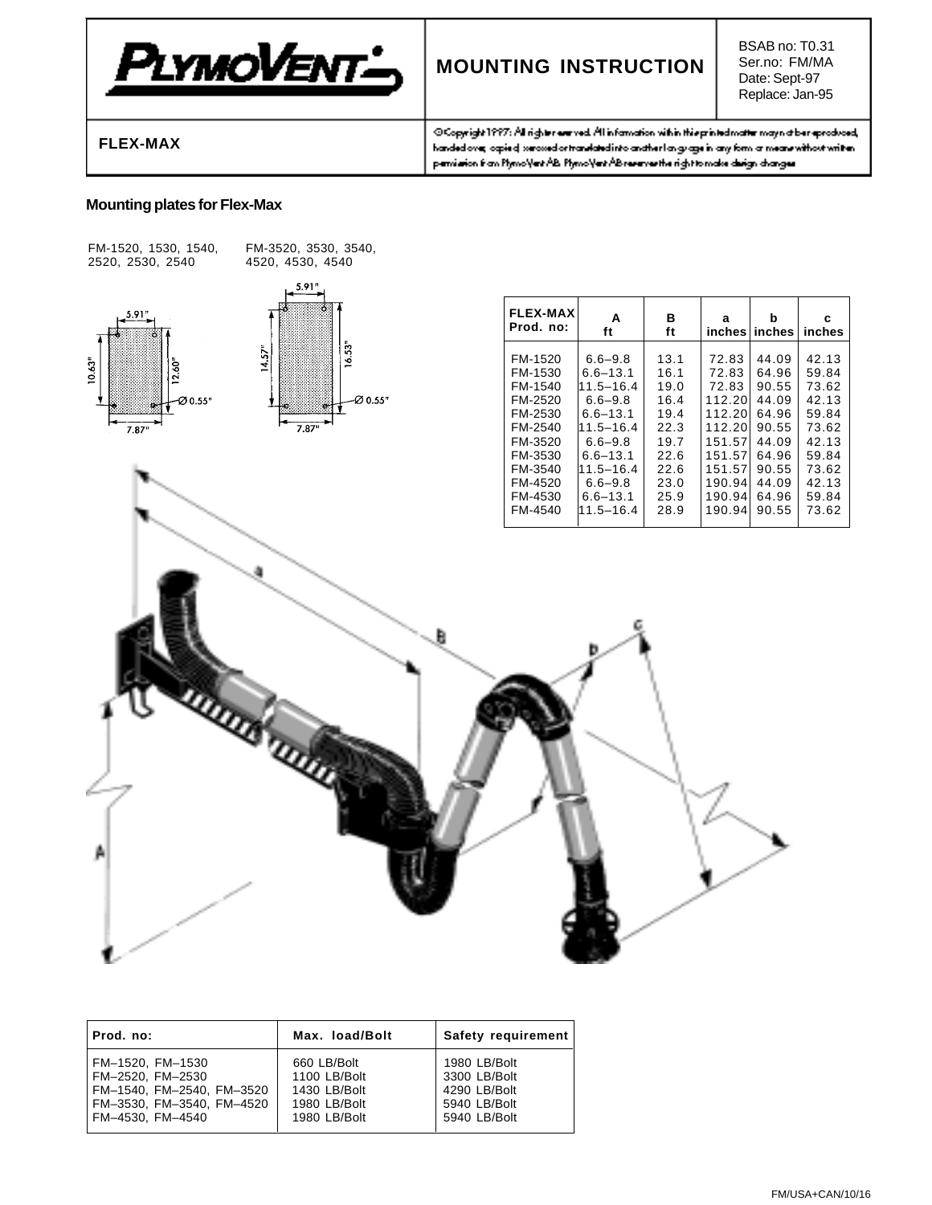| PlymoVent | MOUNTING INSTRUCTION | BSAB no: T0.31<br>Ser.no: FM/MA<br>Date: Sept-97<br>Replace: Jan-95 |
|---|---|---|
| FLEX-MAX | ©Copyright 1997: All rights reserved. All information within this printed matter may not be reproduced, handed over, copied, xeroxed or translated into another language in any form or means without written permission from PlymoVent AB. PlymoVent AB reserves the right to make design changes | |

## Mounting plates for Flex-Max

FM-1520, 1530, 1540, 2520, 2530, 2540

5.91"
10.63"
12.60"
Ø 0.55"
7.87"

FM-3520, 3530, 3540, 4520, 4530, 4540

5.91"
14.57"
16.53"
Ø 0.55"
7.87"

| FLEX-MAX Prod. no: | A ft | B ft | a inches | b inches | c inches |
|---|---|---|---|---|---|
| FM-1520 | 6.6–9.8 | 13.1 | 72.83 | 44.09 | 42.13 |
| FM-1530 | 6.6–13.1 | 16.1 | 72.83 | 64.96 | 59.84 |
| FM-1540 | 11.5–16.4 | 19.0 | 72.83 | 90.55 | 73.62 |
| FM-2520 | 6.6–9.8 | 16.4 | 112.20 | 44.09 | 42.13 |
| FM-2530 | 6.6–13.1 | 19.4 | 112.20 | 64.96 | 59.84 |
| FM-2540 | 11.5–16.4 | 22.3 | 112.20 | 90.55 | 73.62 |
| FM-3520 | 6.6–9.8 | 19.7 | 151.57 | 44.09 | 42.13 |
| FM-3530 | 6.6–13.1 | 22.6 | 151.57 | 64.96 | 59.84 |
| FM-3540 | 11.5–16.4 | 22.6 | 151.57 | 90.55 | 73.62 |
| FM-4520 | 6.6–9.8 | 23.0 | 190.94 | 44.09 | 42.13 |
| FM-4530 | 6.6–13.1 | 25.9 | 190.94 | 64.96 | 59.84 |
| FM-4540 | 11.5–16.4 | 28.9 | 190.94 | 90.55 | 73.62 |

a
B
b
c
A

| Prod. no: | Max. load/Bolt | Safety requirement |
|---|---|---|
| FM–1520, FM–1530 | 660 LB/Bolt | 1980 LB/Bolt |
| FM–2520, FM–2530 | 1100 LB/Bolt | 3300 LB/Bolt |
| FM–1540, FM–2540, FM–3520 | 1430 LB/Bolt | 4290 LB/Bolt |
| FM–3530, FM–3540, FM–4520 | 1980 LB/Bolt | 5940 LB/Bolt |
| FM–4530, FM–4540 | 1980 LB/Bolt | 5940 LB/Bolt |

FM/USA+CAN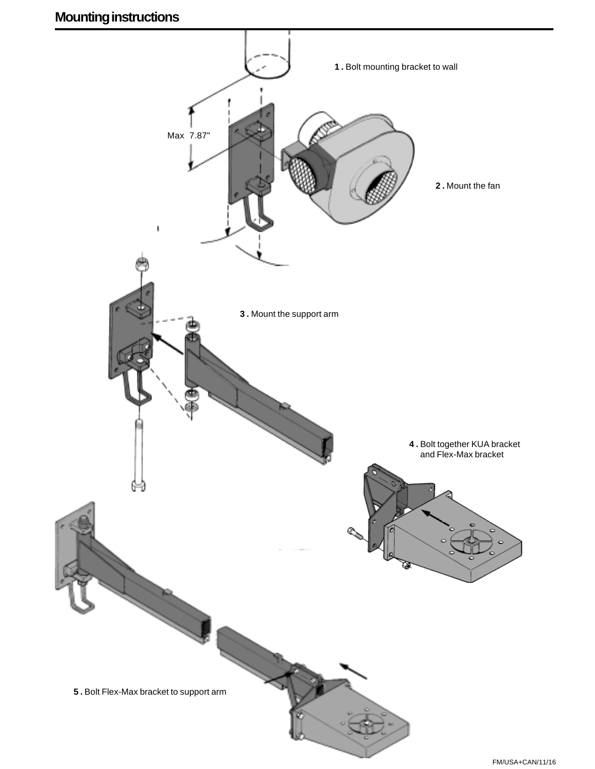# Mounting instructions

1 . Bolt mounting bracket to wall

Max 7.87"

2 . Mount the fan

3 . Mount the support arm

4 . Bolt together KUA bracket and Flex-Max bracket

5 . Bolt Flex-Max bracket to support arm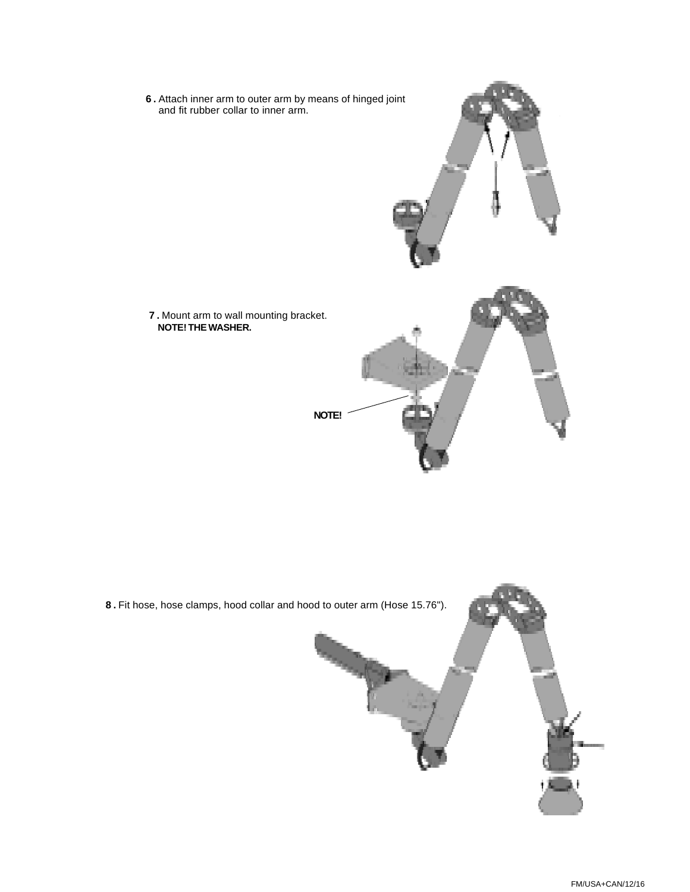**6 .** Attach inner arm to outer arm by means of hinged joint and fit rubber collar to inner arm.

**7 .** Mount arm to wall mounting bracket.
**NOTE! THE WASHER.**

**NOTE!**

**8 .** Fit hose, hose clamps, hood collar and hood to outer arm (Hose 15.76").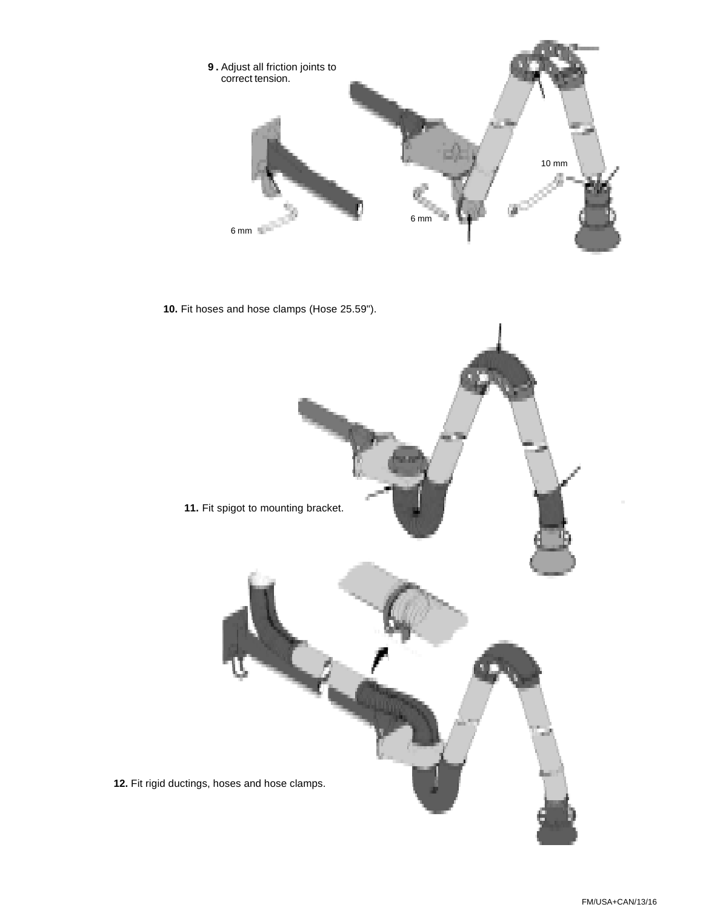**9 .** Adjust all friction joints to correct tension.

6 mm

6 mm

10 mm

**10.** Fit hoses and hose clamps (Hose 25.59").

**11.** Fit spigot to mounting bracket.

**12.** Fit rigid ductings, hoses and hose clamps.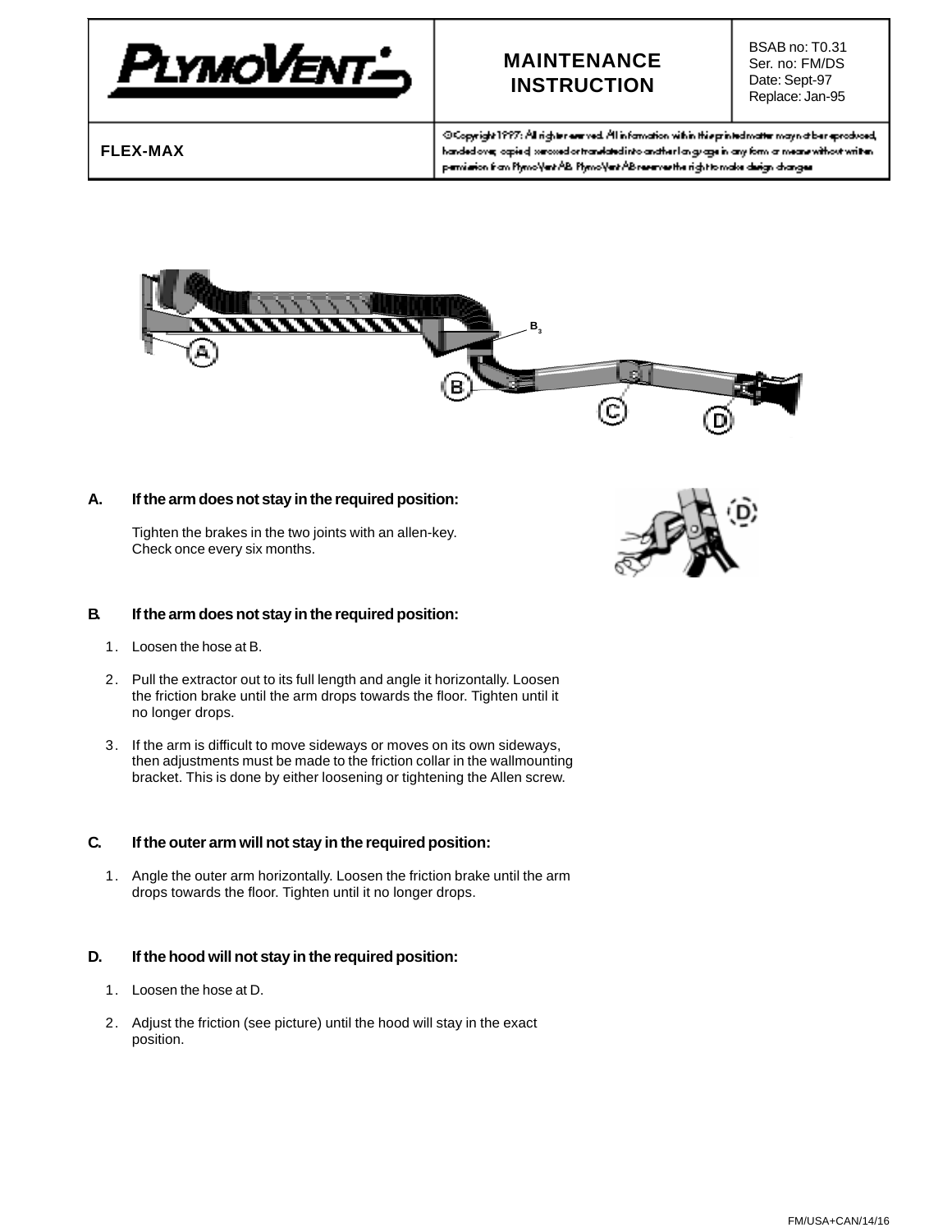| PLYMOVENT | MAINTENANCE INSTRUCTION | BSAB no: T0.31<br>Ser. no: FM/DS<br>Date: Sept-97<br>Replace: Jan-95 |
| --- | --- | --- |
| FLEX-MAX | ©Copyright 1997: All rights reserved. All information within this printed matter may not be reproduced, handed over, copied, xeroxed or translated into another language in any form or means without written permission from PlymoVent AB. PlymoVent AB reserves the right to make design changes | |

## A. If the arm does not stay in the required position:

Tighten the brakes in the two joints with an allen-key.
Check once every six months.

## B. If the arm does not stay in the required position:

1. Loosen the hose at B.
2. Pull the extractor out to its full length and angle it horizontally. Loosen the friction brake until the arm drops towards the floor. Tighten until it no longer drops.
3. If the arm is difficult to move sideways or moves on its own sideways, then adjustments must be made to the friction collar in the wallmounting bracket. This is done by either loosening or tightening the Allen screw.

## C. If the outer arm will not stay in the required position:

1. Angle the outer arm horizontally. Loosen the friction brake until the arm drops towards the floor. Tighten until it no longer drops.

## D. If the hood will not stay in the required position:

1. Loosen the hose at D.
2. Adjust the friction (see picture) until the hood will stay in the exact position.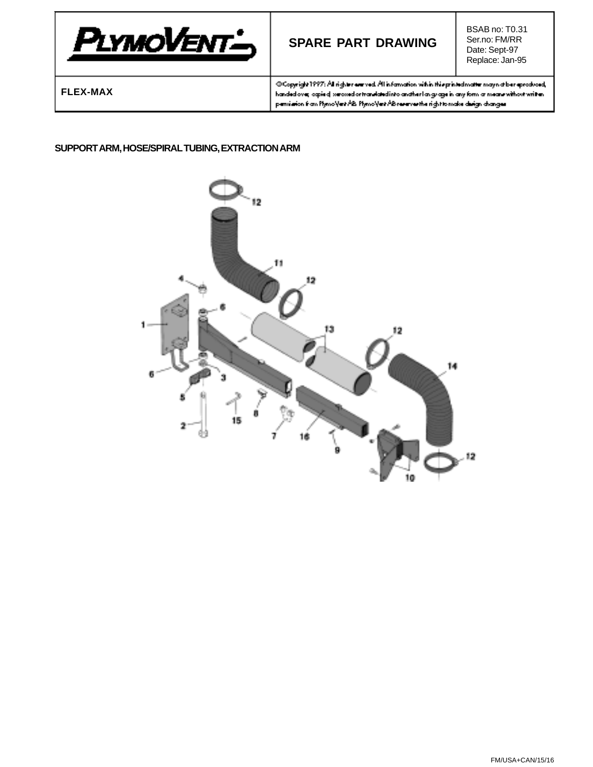| PLYMOVENT | SPARE PART DRAWING | BSAB no: T0.31<br>Ser.no: FM/RR<br>Date: Sept-97<br>Replace: Jan-95 |
|---|---|---|
| FLEX-MAX | ©Copyright 1997: All rights reserved. All information within this printed matter may not be reproduced, handed over, copied, xeroxed or translated into another language in any form or means without written permission from PlymoVent AB. PlymoVent AB reserves the right to make design changes | |

## SUPPORT ARM, HOSE/SPIRAL TUBING, EXTRACTION ARM

12
11
12
4
6
1
13
12
14
6
3
5
8
15
7
16
2
9
10
12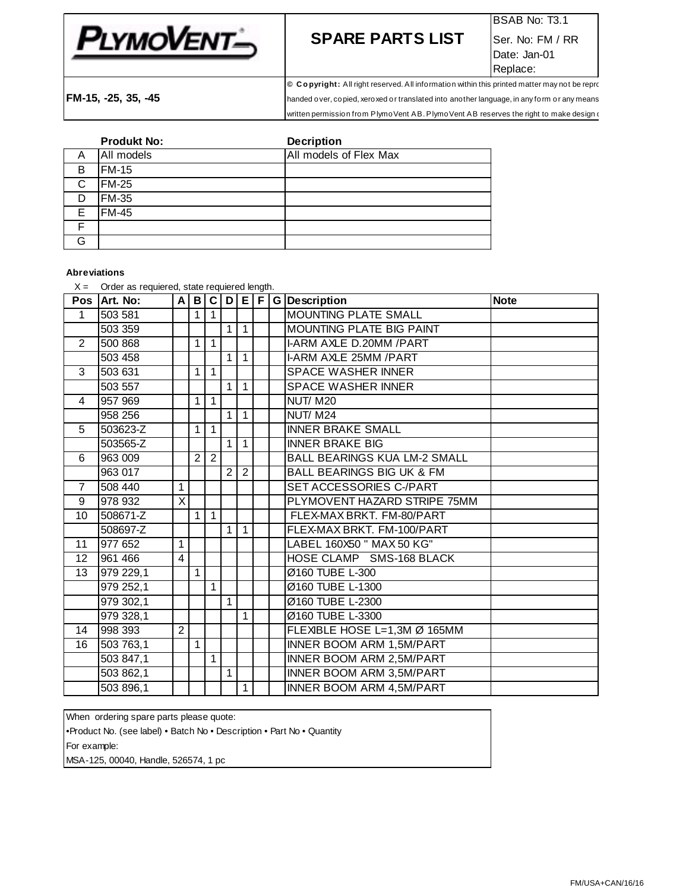| | | |
|---|---|---|
| **PLYMOVENT** | **SPARE PARTS LIST** | BSAB No: T3.1<br>Ser. No: FM / RR<br>Date: Jan-01<br>Replace: |
| **FM-15, -25, 35, -45** | © **Copyright:** All right reserved. All information within this printed matter may not be repro handed over, copied, xeroxed or translated into another language, in any form or any means written permission from PlymoVent AB. PlymoVent AB reserves the right to make design c | |

| | **Produkt No:** | **Decription** |
|---|---|---|
| A | All models | All models of Flex Max |
| B | FM-15 | |
| C | FM-25 | |
| D | FM-35 | |
| E | FM-45 | |
| F | | |
| G | | |

**Abreviations**

X = Order as requiered, state requiered length.

| Pos | Art. No: | A | B | C | D | E | F | G | Description | Note |
|---|---|---|---|---|---|---|---|---|---|---|
| 1 | 503 581 | | 1 | 1 | | | | | MOUNTING PLATE SMALL | |
| | 503 359 | | | | 1 | 1 | | | MOUNTING PLATE BIG PAINT | |
| 2 | 500 868 | | 1 | 1 | | | | | I-ARM AXLE D.20MM /PART | |
| | 503 458 | | | | 1 | 1 | | | I-ARM AXLE 25MM /PART | |
| 3 | 503 631 | | 1 | 1 | | | | | SPACE WASHER INNER | |
| | 503 557 | | | | 1 | 1 | | | SPACE WASHER INNER | |
| 4 | 957 969 | | 1 | 1 | | | | | NUT/ M20 | |
| | 958 256 | | | | 1 | 1 | | | NUT/ M24 | |
| 5 | 503623-Z | | 1 | 1 | | | | | INNER BRAKE SMALL | |
| | 503565-Z | | | | 1 | 1 | | | INNER BRAKE BIG | |
| 6 | 963 009 | | 2 | 2 | | | | | BALL BEARINGS KUA LM-2 SMALL | |
| | 963 017 | | | | 2 | 2 | | | BALL BEARINGS BIG UK & FM | |
| 7 | 508 440 | 1 | | | | | | | SET ACCESSORIES C-/PART | |
| 9 | 978 932 | X | | | | | | | PLYMOVENT HAZARD STRIPE 75MM | |
| 10 | 508671-Z | | 1 | 1 | | | | | FLEX-MAX BRKT. FM-80/PART | |
| | 508697-Z | | | | 1 | 1 | | | FLEX-MAX BRKT. FM-100/PART | |
| 11 | 977 652 | 1 | | | | | | | LABEL 160X50 " MAX 50 KG" | |
| 12 | 961 466 | 4 | | | | | | | HOSE CLAMP SMS-168 BLACK | |
| 13 | 979 229,1 | | 1 | | | | | | Ø160 TUBE L-300 | |
| | 979 252,1 | | | 1 | | | | | Ø160 TUBE L-1300 | |
| | 979 302,1 | | | | 1 | | | | Ø160 TUBE L-2300 | |
| | 979 328,1 | | | | | 1 | | | Ø160 TUBE L-3300 | |
| 14 | 998 393 | 2 | | | | | | | FLEXIBLE HOSE L=1,3M Ø 165MM | |
| 16 | 503 763,1 | | 1 | | | | | | INNER BOOM ARM 1,5M/PART | |
| | 503 847,1 | | | 1 | | | | | INNER BOOM ARM 2,5M/PART | |
| | 503 862,1 | | | | 1 | | | | INNER BOOM ARM 3,5M/PART | |
| | 503 896,1 | | | | | 1 | | | INNER BOOM ARM 4,5M/PART | |

When ordering spare parts please quote:

•Product No. (see label) • Batch No • Description • Part No • Quantity

For example:

MSA-125, 00040, Handle, 526574, 1 pc

FM/USA+CAN/16/16